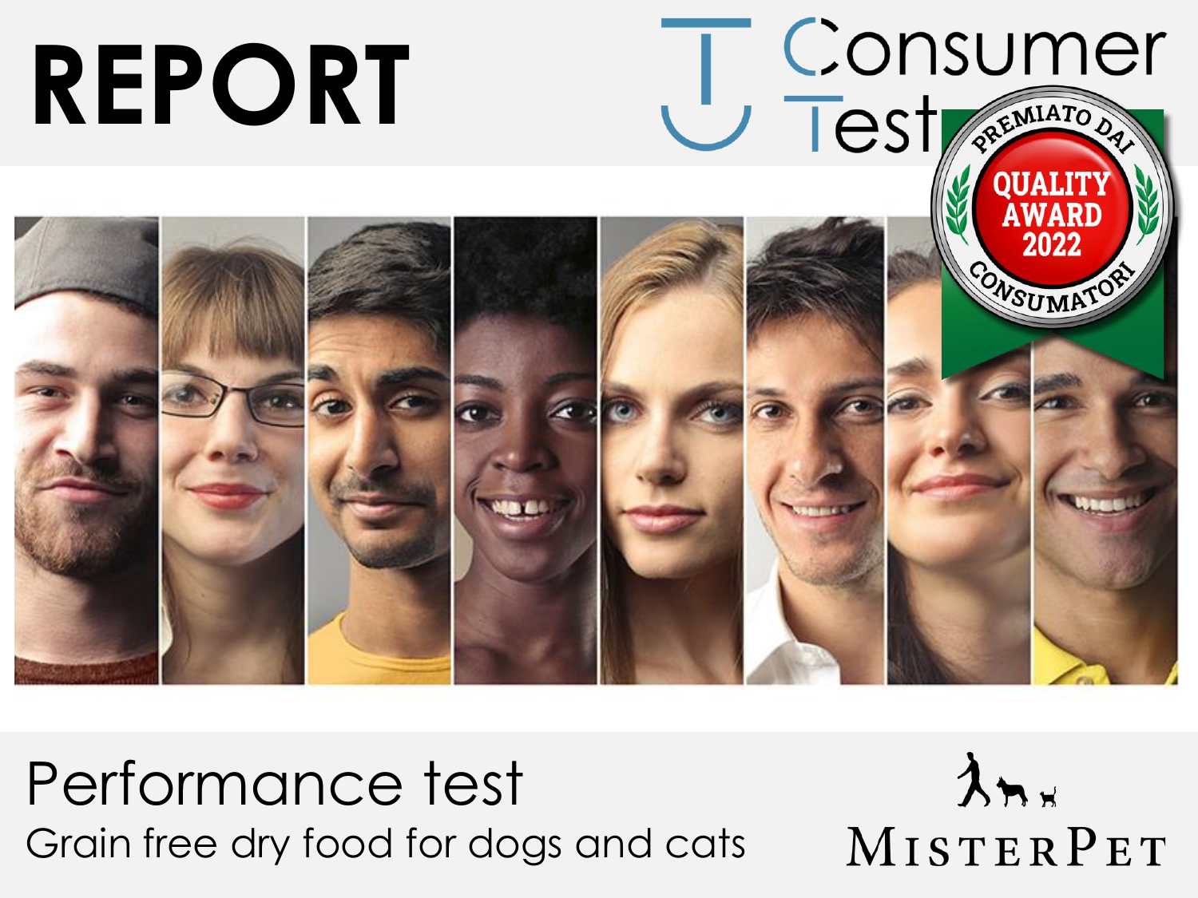# REPORT

Consumer Test

PREMIATO DAI QUALITY AWARD 2022 CONSUMATORI

## Performance test

Grain free dry food for dogs and cats

MISTERPET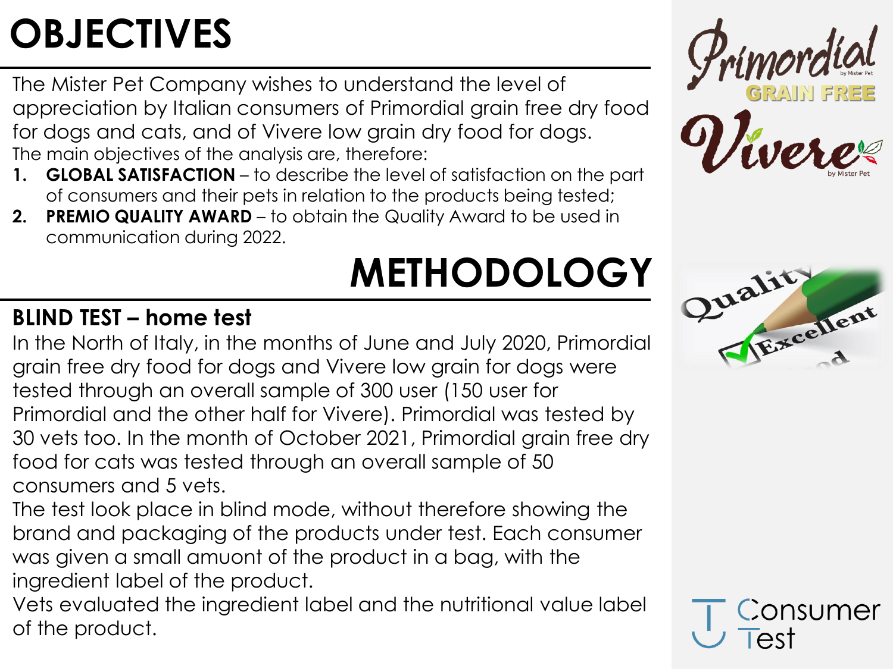# OBJECTIVES

The Mister Pet Company wishes to understand the level of appreciation by Italian consumers of Primordial grain free dry food for dogs and cats, and of Vivere low grain dry food for dogs.

The main objectives of the analysis are, therefore:

1. **GLOBAL SATISFACTION** – to describe the level of satisfaction on the part of consumers and their pets in relation to the products being tested;
2. **PREMIO QUALITY AWARD** – to obtain the Quality Award to be used in communication during 2022.

# METHODOLOGY

## BLIND TEST – home test

In the North of Italy, in the months of June and July 2020, Primordial grain free dry food for dogs and Vivere low grain for dogs were tested through an overall sample of 300 user (150 user for Primordial and the other half for Vivere). Primordial was tested by 30 vets too. In the month of October 2021, Primordial grain free dry food for cats was tested through an overall sample of 50 consumers and 5 vets.

The test look place in blind mode, without therefore showing the brand and packaging of the products under test. Each consumer was given a small amuont of the product in a bag, with the ingredient label of the product.

Vets evaluated the ingredient label and the nutritional value label of the product.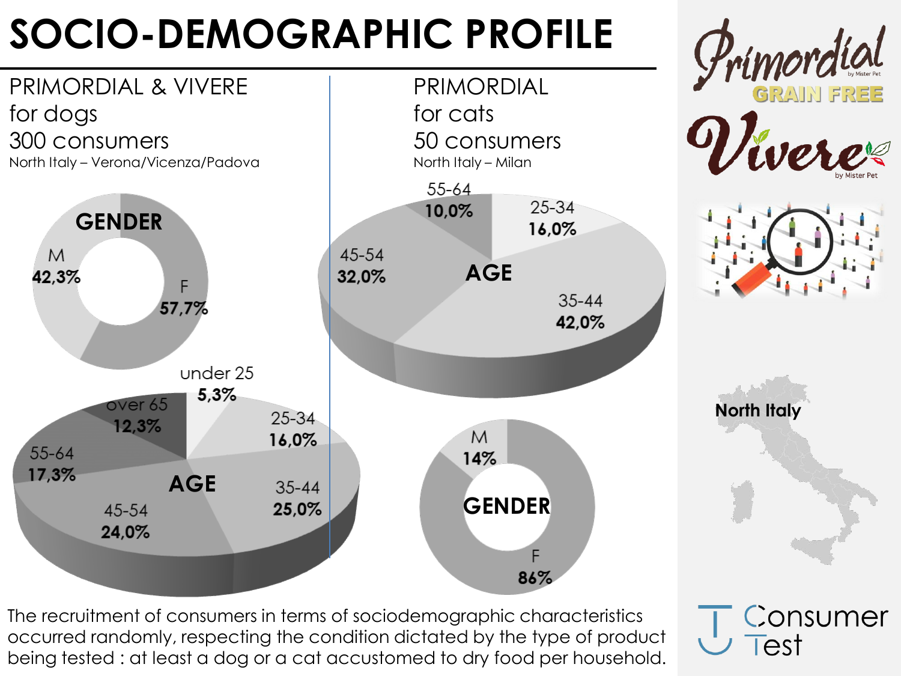# SOCIO-DEMOGRAPHIC PROFILE

## PRIMORDIAL & VIVERE for dogs

300 consumers

North Italy – Verona/Vicenza/Padova

**GENDER**

| Gender | % |
|---|---|
| M | 42,3% |
| F | 57,7% |

**AGE**

| Age | % |
|---|---|
| under 25 | 5,3% |
| 25-34 | 16,0% |
| 35-44 | 25,0% |
| 45-54 | 24,0% |
| 55-64 | 17,3% |
| over 65 | 12,3% |

## PRIMORDIAL for cats

50 consumers

North Italy – Milan

**AGE**

| Age | % |
|---|---|
| 25-34 | 16,0% |
| 35-44 | 42,0% |
| 45-54 | 32,0% |
| 55-64 | 10,0% |

**GENDER**

| Gender | % |
|---|---|
| M | 14% |
| F | 86% |

Primordial GRAIN FREE by Mister Pet

Vivere by Mister Pet

North Italy

The recruitment of consumers in terms of sociodemographic characteristics occurred randomly, respecting the condition dictated by the type of product being tested : at least a dog or a cat accustomed to dry food per household.

Consumer Test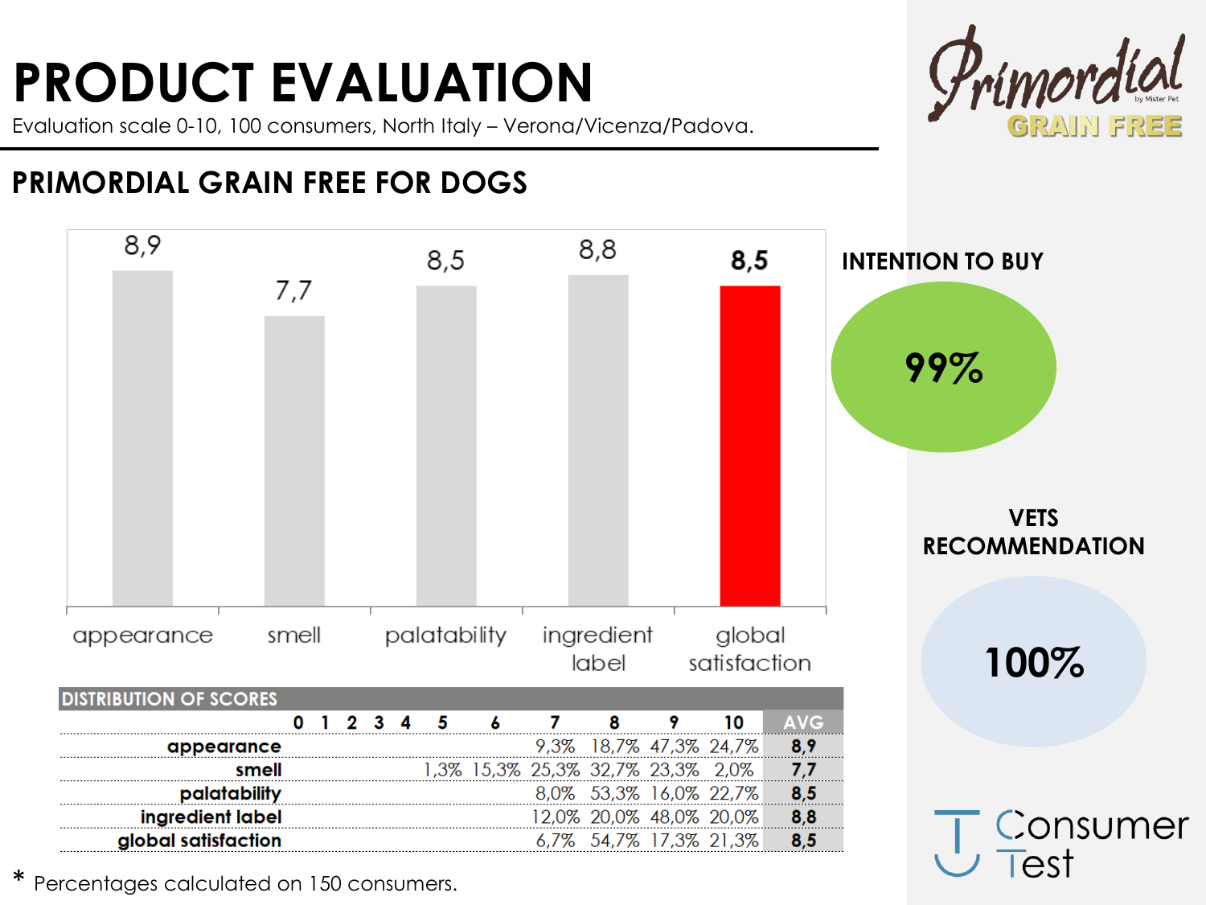# PRODUCT EVALUATION

Evaluation scale 0-10, 100 consumers, North Italy – Verona/Vicenza/Padova.

Primordial GRAIN FREE by Mister Pet

## PRIMORDIAL GRAIN FREE FOR DOGS

| | appearance | smell | palatability | ingredient label | global satisfaction |
|---|---|---|---|---|---|
| Score | 8,9 | 7,7 | 8,5 | 8,8 | **8,5** |

**INTENTION TO BUY**

**99%**

**VETS RECOMMENDATION**

**100%**

**DISTRIBUTION OF SCORES**

| | 0 | 1 | 2 | 3 | 4 | 5 | 6 | 7 | 8 | 9 | 10 | AVG |
|---|---|---|---|---|---|---|---|---|---|---|---|---|
| **appearance** | | | | | | | | 9,3% | 18,7% | 47,3% | 24,7% | **8,9** |
| **smell** | | | | | | 1,3% | 15,3% | 25,3% | 32,7% | 23,3% | 2,0% | **7,7** |
| **palatability** | | | | | | | | 8,0% | 53,3% | 16,0% | 22,7% | **8,5** |
| **ingredient label** | | | | | | | | 12,0% | 20,0% | 48,0% | 20,0% | **8,8** |
| **global satisfaction** | | | | | | | | 6,7% | 54,7% | 17,3% | 21,3% | **8,5** |

\* Percentages calculated on 150 consumers.

Consumer Test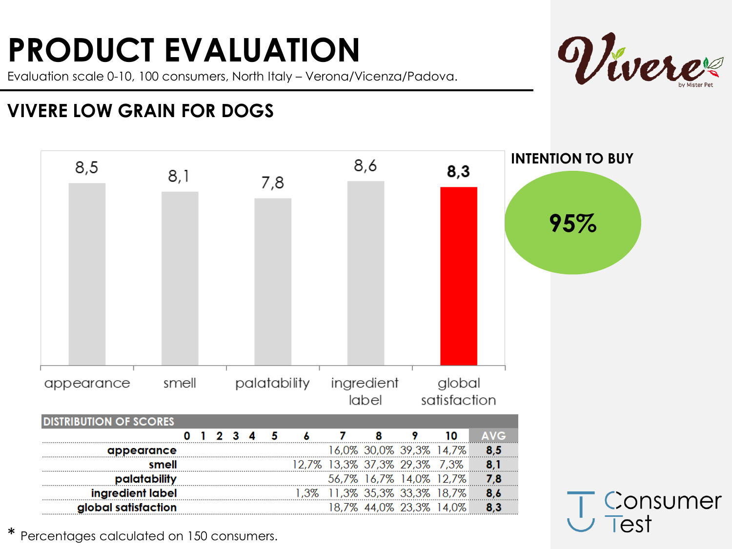# PRODUCT EVALUATION

Evaluation scale 0-10, 100 consumers, North Italy – Verona/Vicenza/Padova.

Vivere by Mister Pet

## VIVERE LOW GRAIN FOR DOGS

| appearance | smell | palatability | ingredient label | global satisfaction |
|---|---|---|---|---|
| 8,5 | 8,1 | 7,8 | 8,6 | **8,3** |

### INTENTION TO BUY

**95%**

| DISTRIBUTION OF SCORES | | | | | | | | | | | | |
|---|---|---|---|---|---|---|---|---|---|---|---|---|
| | 0 | 1 | 2 | 3 | 4 | 5 | 6 | 7 | 8 | 9 | 10 | AVG |
| **appearance** | | | | | | | | 16,0% | 30,0% | 39,3% | 14,7% | **8,5** |
| **smell** | | | | | | | 12,7% | 13,3% | 37,3% | 29,3% | 7,3% | **8,1** |
| **palatability** | | | | | | | | 56,7% | 16,7% | 14,0% | 12,7% | **7,8** |
| **ingredient label** | | | | | | | 1,3% | 11,3% | 35,3% | 33,3% | 18,7% | **8,6** |
| **global satisfaction** | | | | | | | | 18,7% | 44,0% | 23,3% | 14,0% | **8,3** |

\* Percentages calculated on 150 consumers.

Consumer Test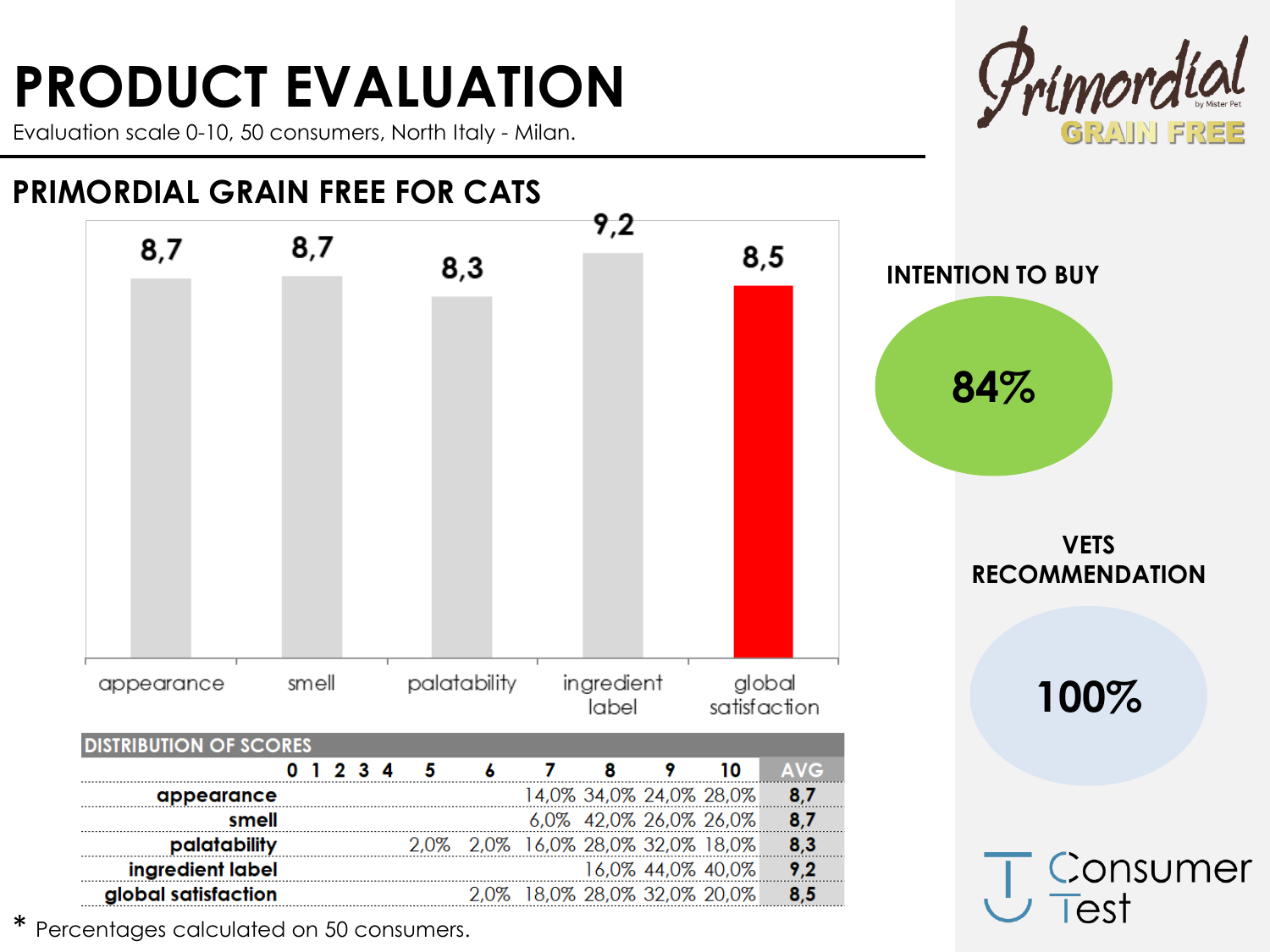# PRODUCT EVALUATION

Evaluation scale 0-10, 50 consumers, North Italy - Milan.

Primordial by Mister Pet GRAIN FREE

## PRIMORDIAL GRAIN FREE FOR CATS

| appearance | smell | palatability | ingredient label | global satisfaction |
|---|---|---|---|---|
| 8,7 | 8,7 | 8,3 | 9,2 | 8,5 |

**DISTRIBUTION OF SCORES**

| | 0 | 1 | 2 | 3 | 4 | 5 | 6 | 7 | 8 | 9 | 10 | AVG |
|---|---|---|---|---|---|---|---|---|---|---|---|---|
| **appearance** | | | | | | | | 14,0% | 34,0% | 24,0% | 28,0% | **8,7** |
| **smell** | | | | | | | | 6,0% | 42,0% | 26,0% | 26,0% | **8,7** |
| **palatability** | | | | | | 2,0% | 2,0% | 16,0% | 28,0% | 32,0% | 18,0% | **8,3** |
| **ingredient label** | | | | | | | | | 16,0% | 44,0% | 40,0% | **9,2** |
| **global satisfaction** | | | | | | | 2,0% | 18,0% | 28,0% | 32,0% | 20,0% | **8,5** |

* Percentages calculated on 50 consumers.

**INTENTION TO BUY**

**84%**

**VETS RECOMMENDATION**

**100%**

Consumer Test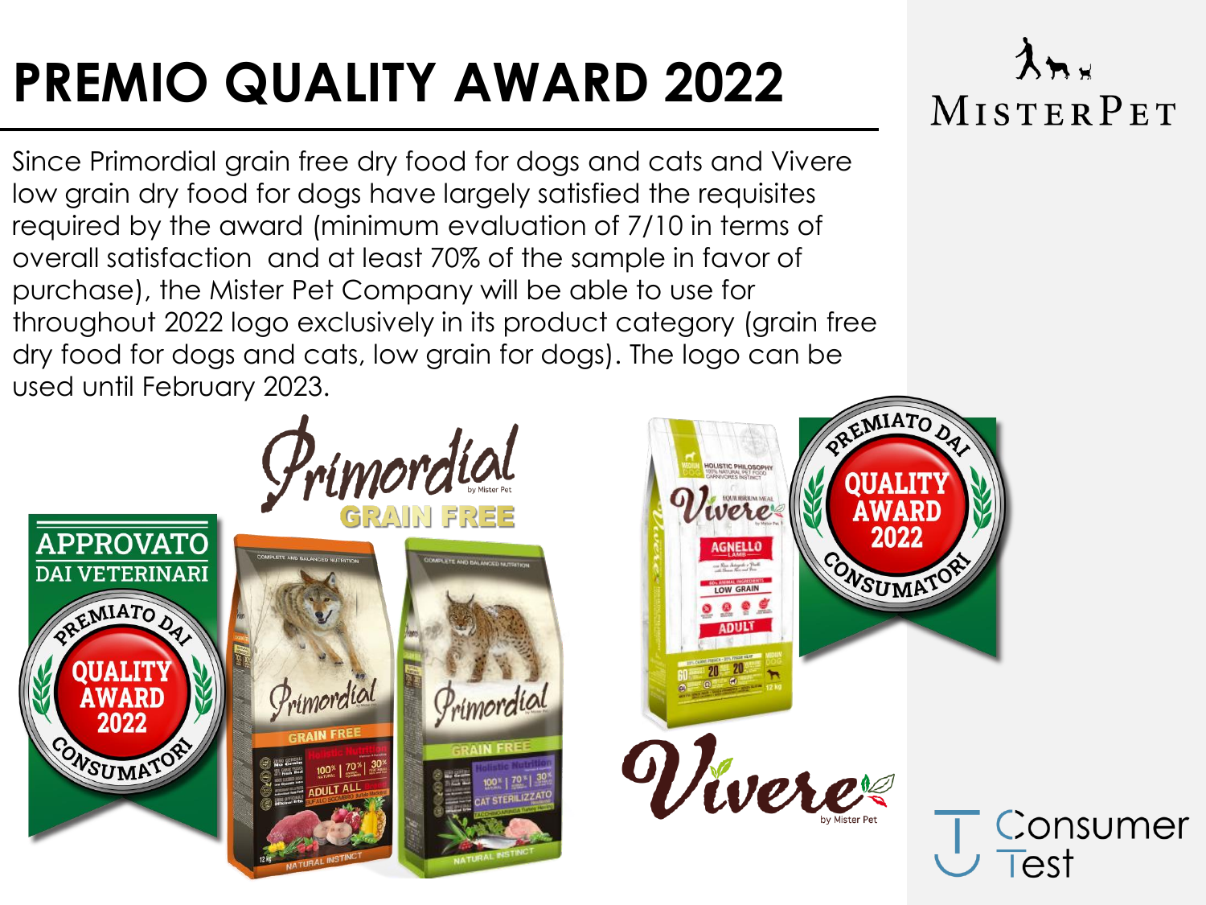# PREMIO QUALITY AWARD 2022

Since Primordial grain free dry food for dogs and cats and Vivere low grain dry food for dogs have largely satisfied the requisites required by the award (minimum evaluation of 7/10 in terms of overall satisfaction and at least 70% of the sample in favor of purchase), the Mister Pet Company will be able to use for throughout 2022 logo exclusively in its product category (grain free dry food for dogs and cats, low grain for dogs). The logo can be used until February 2023.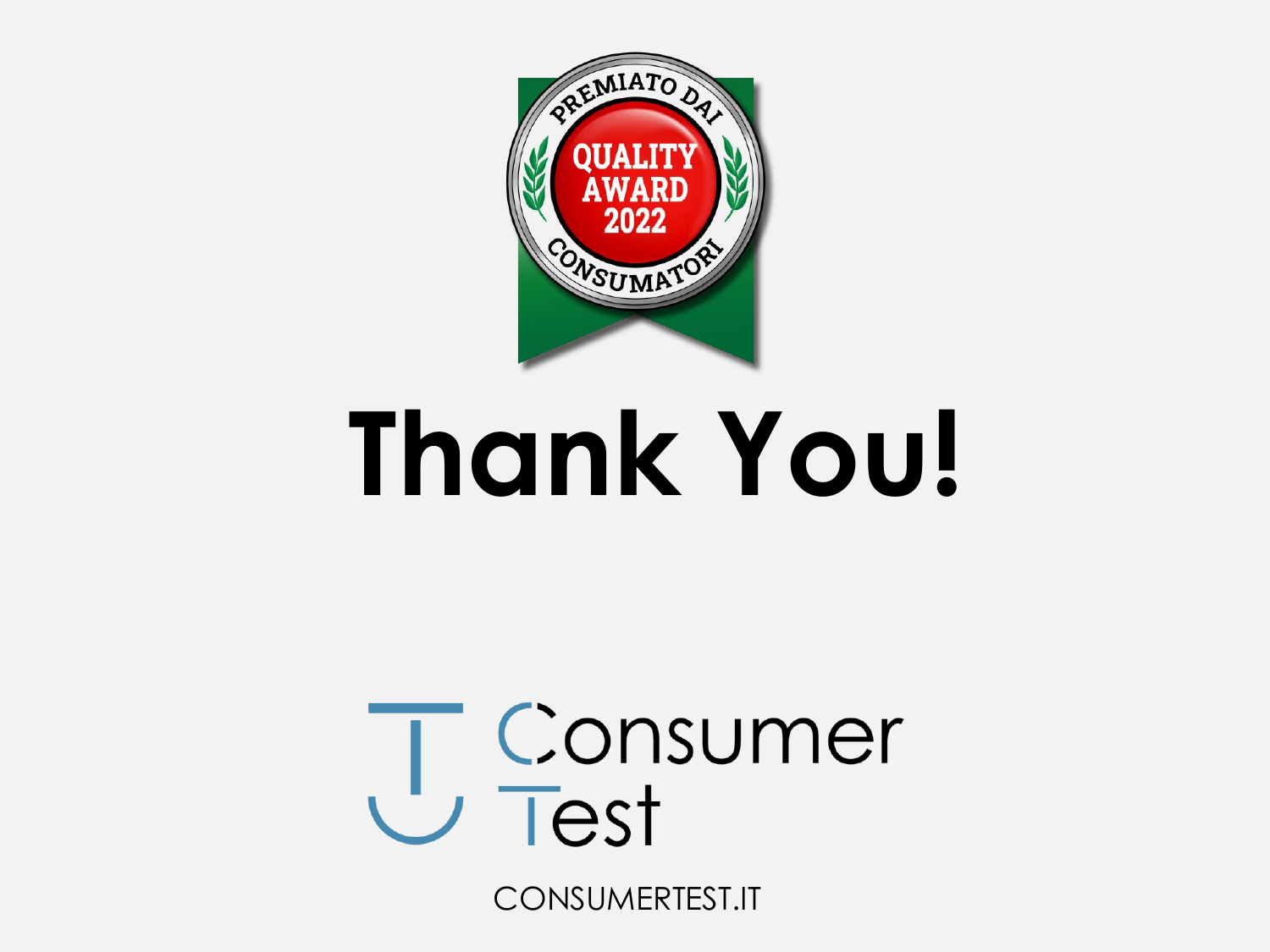PREMIATO DAI

QUALITY AWARD 2022

CONSUMATORI

# Thank You!

Consumer Test

CONSUMERTEST.IT